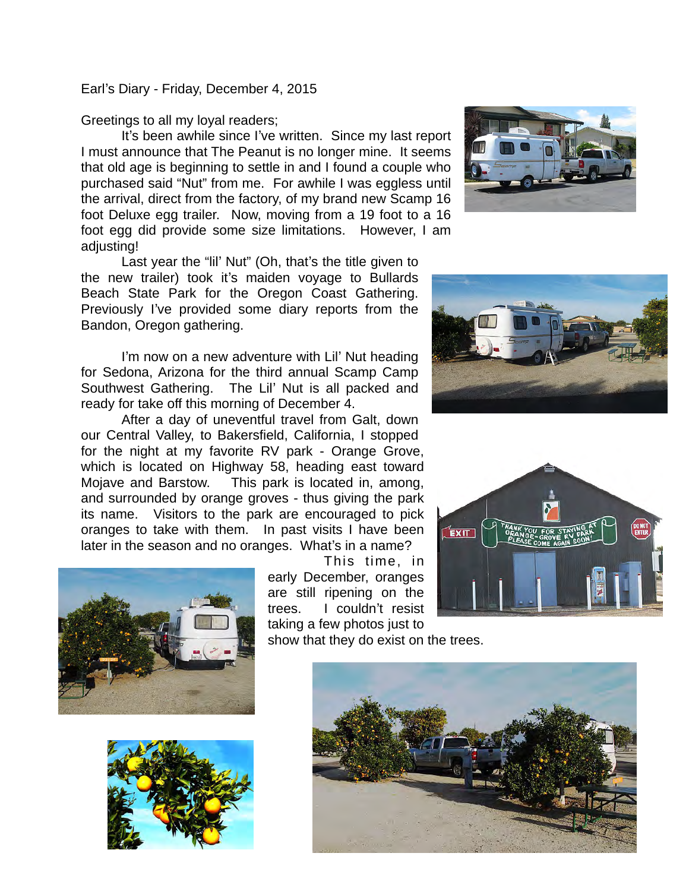Earl's Diary - Friday, December 4, 2015

Greetings to all my loyal readers;

It's been awhile since I've written. Since my last report I must announce that The Peanut is no longer mine. It seems that old age is beginning to settle in and I found a couple who purchased said "Nut" from me. For awhile I was eggless until the arrival, direct from the factory, of my brand new Scamp 16 foot Deluxe egg trailer. Now, moving from a 19 foot to a 16 foot egg did provide some size limitations. However, I am adjusting!

Last year the "lil' Nut" (Oh, that's the title given to the new trailer) took it's maiden voyage to Bullards Beach State Park for the Oregon Coast Gathering. Previously I've provided some diary reports from the Bandon, Oregon gathering.

I'm now on a new adventure with Lil' Nut heading for Sedona, Arizona for the third annual Scamp Camp Southwest Gathering. The Lil' Nut is all packed and ready for take off this morning of December 4.

After a day of uneventful travel from Galt, down our Central Valley, to Bakersfield, California, I stopped for the night at my favorite RV park - Orange Grove, which is located on Highway 58, heading east toward Mojave and Barstow. This park is located in, among, and surrounded by orange groves - thus giving the park its name. Visitors to the park are encouraged to pick oranges to take with them. In past visits I have been later in the season and no oranges. What's in a name?

This time, in early December, oranges are still ripening on the trees. I couldn't resist taking a few photos just to show that they do exist on the trees.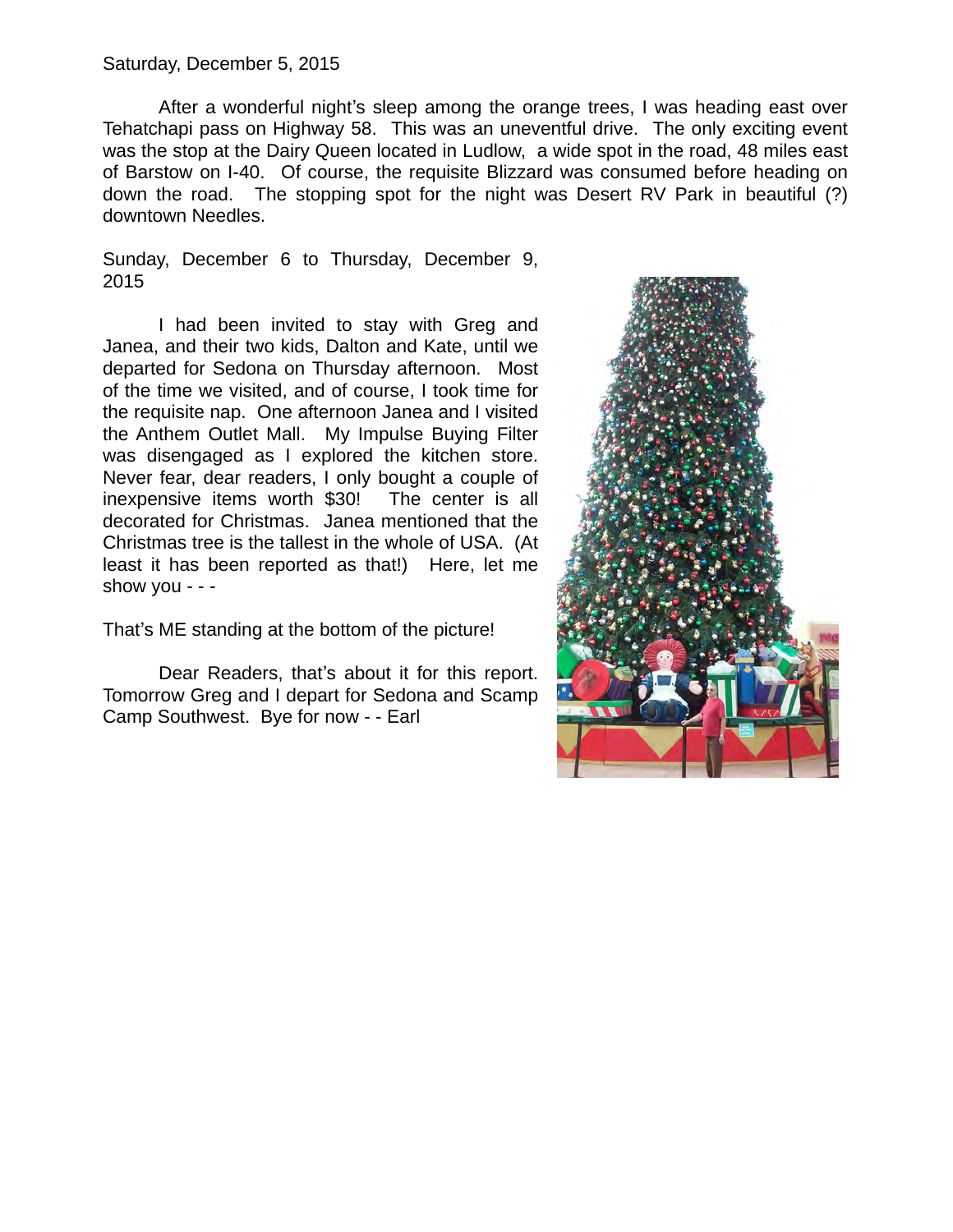Saturday, December 5, 2015

After a wonderful night's sleep among the orange trees, I was heading east over Tehatchapi pass on Highway 58. This was an uneventful drive. The only exciting event was the stop at the Dairy Queen located in Ludlow, a wide spot in the road, 48 miles east of Barstow on I-40. Of course, the requisite Blizzard was consumed before heading on down the road. The stopping spot for the night was Desert RV Park in beautiful (?) downtown Needles.

Sunday, December 6 to Thursday, December 9, 2015

I had been invited to stay with Greg and Janea, and their two kids, Dalton and Kate, until we departed for Sedona on Thursday afternoon. Most of the time we visited, and of course, I took time for the requisite nap. One afternoon Janea and I visited the Anthem Outlet Mall. My Impulse Buying Filter was disengaged as I explored the kitchen store. Never fear, dear readers, I only bought a couple of inexpensive items worth $30! The center is all decorated for Christmas. Janea mentioned that the Christmas tree is the tallest in the whole of USA. (At least it has been reported as that!) Here, let me show you - - -

That's ME standing at the bottom of the picture!

Dear Readers, that's about it for this report. Tomorrow Greg and I depart for Sedona and Scamp Camp Southwest. Bye for now - - Earl